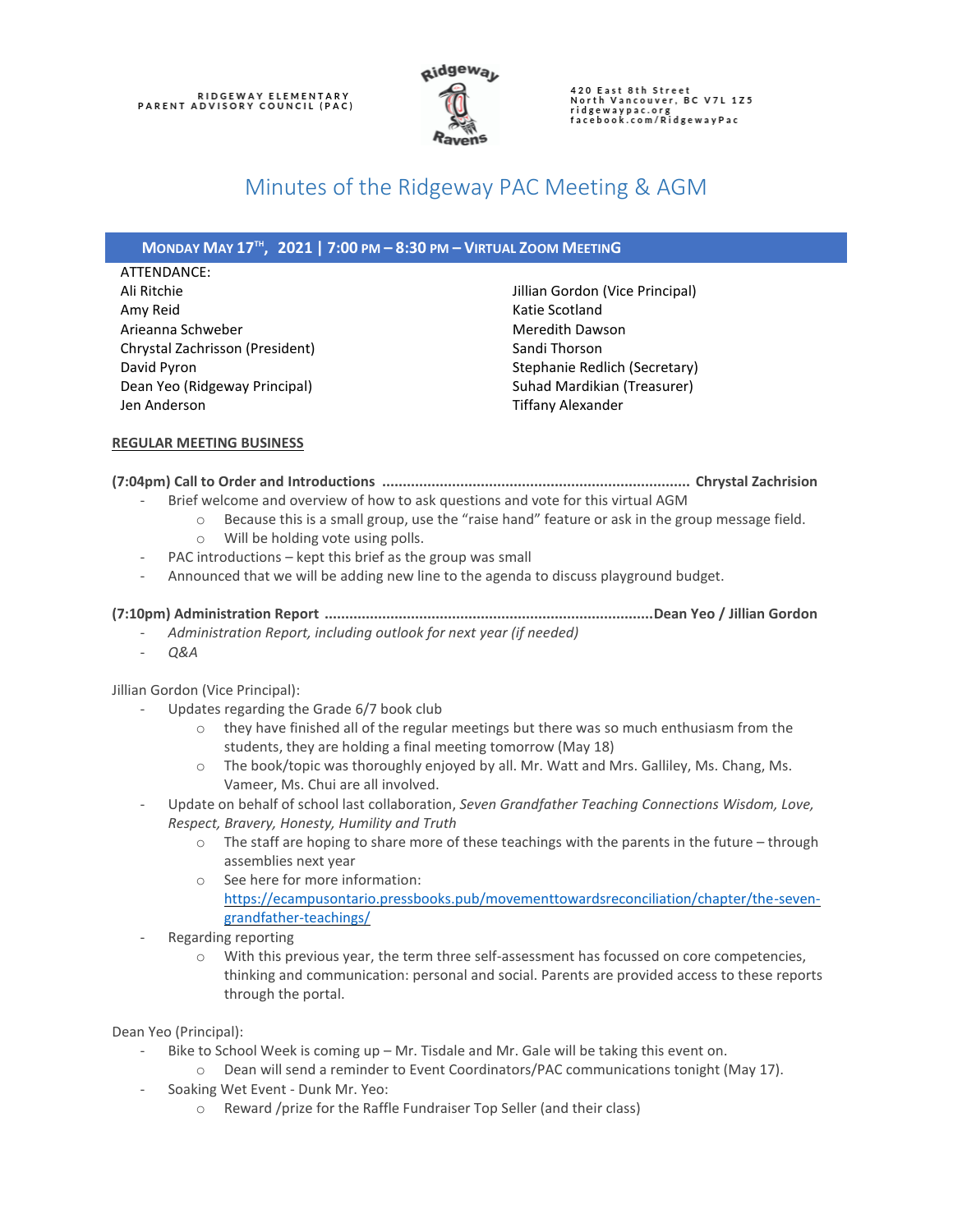RIDGEWAY ELEMENTARY
PARENT ADVISORY COUNCIL (PAC)

420 East 8th Street
North Vancouver, BC V7L 1Z5
ridgewaypac.org
facebook.com/RidgewayPac

# Minutes of the Ridgeway PAC Meeting & AGM

## MONDAY MAY 17TH, 2021 | 7:00 PM – 8:30 PM – VIRTUAL ZOOM MEETING

ATTENDANCE:

Ali Ritchie
Amy Reid
Arieanna Schweber
Chrystal Zachrisson (President)
David Pyron
Dean Yeo (Ridgeway Principal)
Jen Anderson
Jillian Gordon (Vice Principal)
Katie Scotland
Meredith Dawson
Sandi Thorson
Stephanie Redlich (Secretary)
Suhad Mardikian (Treasurer)
Tiffany Alexander

**REGULAR MEETING BUSINESS**

**(7:04pm) Call to Order and Introductions ......................................................................... Chrystal Zachrision**

- Brief welcome and overview of how to ask questions and vote for this virtual AGM
  - Because this is a small group, use the "raise hand" feature or ask in the group message field.
  - Will be holding vote using polls.
- PAC introductions – kept this brief as the group was small
- Announced that we will be adding new line to the agenda to discuss playground budget.

**(7:10pm) Administration Report ..............................................................................Dean Yeo / Jillian Gordon**

- *Administration Report, including outlook for next year (if needed)*
- *Q&A*

Jillian Gordon (Vice Principal):

- Updates regarding the Grade 6/7 book club
  - they have finished all of the regular meetings but there was so much enthusiasm from the students, they are holding a final meeting tomorrow (May 18)
  - The book/topic was thoroughly enjoyed by all. Mr. Watt and Mrs. Galliley, Ms. Chang, Ms. Vameer, Ms. Chui are all involved.
- Update on behalf of school last collaboration, *Seven Grandfather Teaching Connections Wisdom, Love, Respect, Bravery, Honesty, Humility and Truth*
  - The staff are hoping to share more of these teachings with the parents in the future – through assemblies next year
  - See here for more information: https://ecampusontario.pressbooks.pub/movementtowardsreconciliation/chapter/the-seven-grandfather-teachings/
- Regarding reporting
  - With this previous year, the term three self-assessment has focussed on core competencies, thinking and communication: personal and social. Parents are provided access to these reports through the portal.

Dean Yeo (Principal):

- Bike to School Week is coming up – Mr. Tisdale and Mr. Gale will be taking this event on.
  - Dean will send a reminder to Event Coordinators/PAC communications tonight (May 17).
- Soaking Wet Event - Dunk Mr. Yeo:
  - Reward /prize for the Raffle Fundraiser Top Seller (and their class)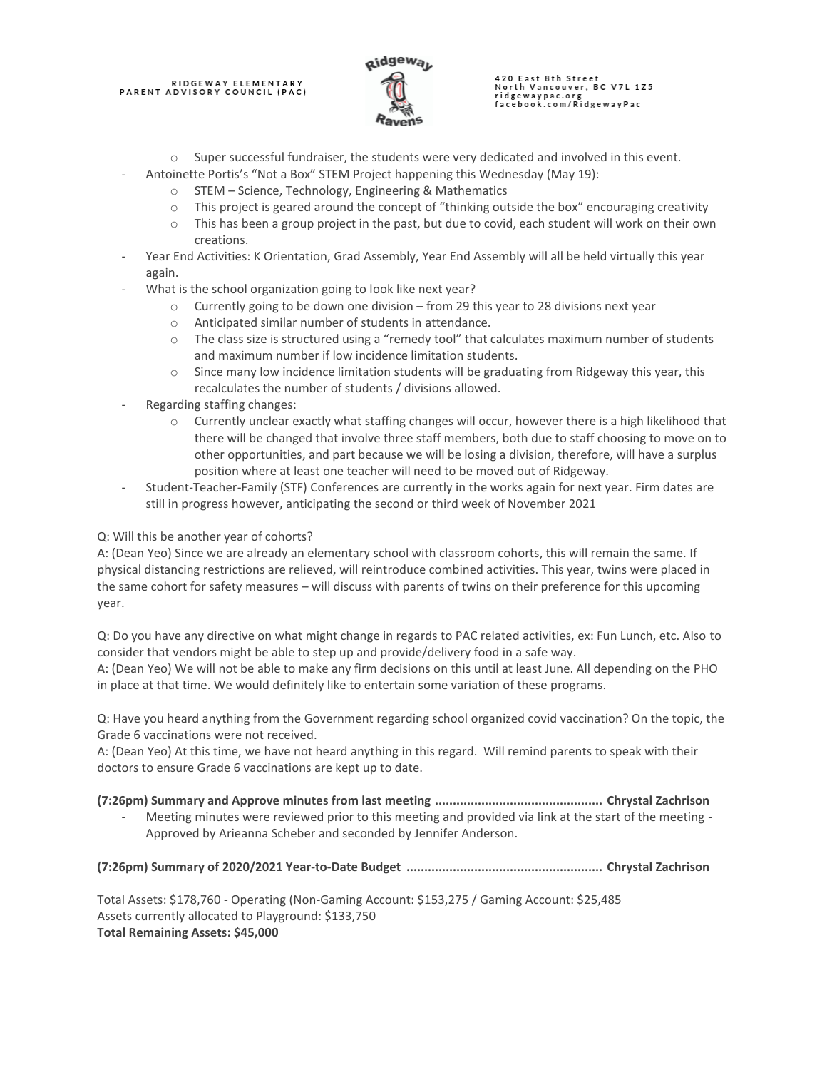- Super successful fundraiser, the students were very dedicated and involved in this event.
- Antoinette Portis's "Not a Box" STEM Project happening this Wednesday (May 19):
  - STEM – Science, Technology, Engineering & Mathematics
  - This project is geared around the concept of "thinking outside the box" encouraging creativity
  - This has been a group project in the past, but due to covid, each student will work on their own creations.
- Year End Activities: K Orientation, Grad Assembly, Year End Assembly will all be held virtually this year again.
- What is the school organization going to look like next year?
  - Currently going to be down one division – from 29 this year to 28 divisions next year
  - Anticipated similar number of students in attendance.
  - The class size is structured using a "remedy tool" that calculates maximum number of students and maximum number if low incidence limitation students.
  - Since many low incidence limitation students will be graduating from Ridgeway this year, this recalculates the number of students / divisions allowed.
- Regarding staffing changes:
  - Currently unclear exactly what staffing changes will occur, however there is a high likelihood that there will be changed that involve three staff members, both due to staff choosing to move on to other opportunities, and part because we will be losing a division, therefore, will have a surplus position where at least one teacher will need to be moved out of Ridgeway.
- Student-Teacher-Family (STF) Conferences are currently in the works again for next year. Firm dates are still in progress however, anticipating the second or third week of November 2021

Q: Will this be another year of cohorts?
A: (Dean Yeo) Since we are already an elementary school with classroom cohorts, this will remain the same. If physical distancing restrictions are relieved, will reintroduce combined activities. This year, twins were placed in the same cohort for safety measures – will discuss with parents of twins on their preference for this upcoming year.

Q: Do you have any directive on what might change in regards to PAC related activities, ex: Fun Lunch, etc. Also to consider that vendors might be able to step up and provide/delivery food in a safe way.
A: (Dean Yeo) We will not be able to make any firm decisions on this until at least June. All depending on the PHO in place at that time. We would definitely like to entertain some variation of these programs.

Q: Have you heard anything from the Government regarding school organized covid vaccination? On the topic, the Grade 6 vaccinations were not received.
A: (Dean Yeo) At this time, we have not heard anything in this regard. Will remind parents to speak with their doctors to ensure Grade 6 vaccinations are kept up to date.

**(7:26pm) Summary and Approve minutes from last meeting .............................................. Chrystal Zachrison**

- Meeting minutes were reviewed prior to this meeting and provided via link at the start of the meeting - Approved by Arieanna Scheber and seconded by Jennifer Anderson.

**(7:26pm) Summary of 2020/2021 Year-to-Date Budget ...................................................... Chrystal Zachrison**

Total Assets: $178,760 - Operating (Non-Gaming Account: $153,275 / Gaming Account: $25,485
Assets currently allocated to Playground: $133,750
**Total Remaining Assets: $45,000**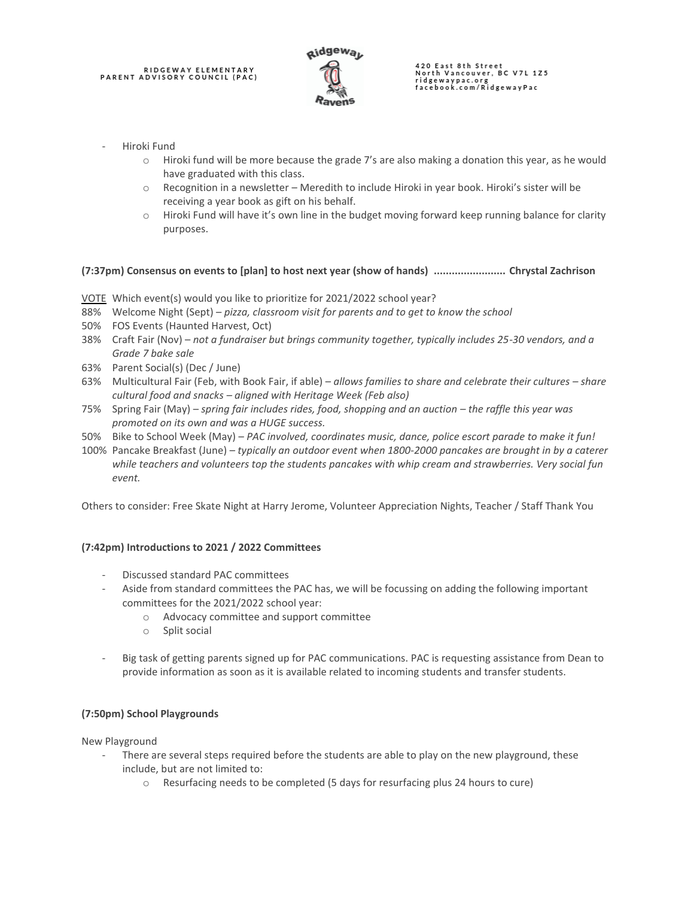- Hiroki Fund
  - Hiroki fund will be more because the grade 7's are also making a donation this year, as he would have graduated with this class.
  - Recognition in a newsletter – Meredith to include Hiroki in year book. Hiroki's sister will be receiving a year book as gift on his behalf.
  - Hiroki Fund will have it's own line in the budget moving forward keep running balance for clarity purposes.

**(7:37pm) Consensus on events to [plan] to host next year (show of hands) ........................ Chrystal Zachrison**

VOTE Which event(s) would you like to prioritize for 2021/2022 school year?

88% Welcome Night (Sept) – *pizza, classroom visit for parents and to get to know the school*
50% FOS Events (Haunted Harvest, Oct)
38% Craft Fair (Nov) – *not a fundraiser but brings community together, typically includes 25-30 vendors, and a Grade 7 bake sale*
63% Parent Social(s) (Dec / June)
63% Multicultural Fair (Feb, with Book Fair, if able) – *allows families to share and celebrate their cultures – share cultural food and snacks – aligned with Heritage Week (Feb also)*
75% Spring Fair (May) – *spring fair includes rides, food, shopping and an auction – the raffle this year was promoted on its own and was a HUGE success.*
50% Bike to School Week (May) – *PAC involved, coordinates music, dance, police escort parade to make it fun!*
100% Pancake Breakfast (June) – *typically an outdoor event when 1800-2000 pancakes are brought in by a caterer while teachers and volunteers top the students pancakes with whip cream and strawberries. Very social fun event.*

Others to consider: Free Skate Night at Harry Jerome, Volunteer Appreciation Nights, Teacher / Staff Thank You

**(7:42pm) Introductions to 2021 / 2022 Committees**

- Discussed standard PAC committees
- Aside from standard committees the PAC has, we will be focussing on adding the following important committees for the 2021/2022 school year:
  - Advocacy committee and support committee
  - Split social
- Big task of getting parents signed up for PAC communications. PAC is requesting assistance from Dean to provide information as soon as it is available related to incoming students and transfer students.

**(7:50pm) School Playgrounds**

New Playground

- There are several steps required before the students are able to play on the new playground, these include, but are not limited to:
  - Resurfacing needs to be completed (5 days for resurfacing plus 24 hours to cure)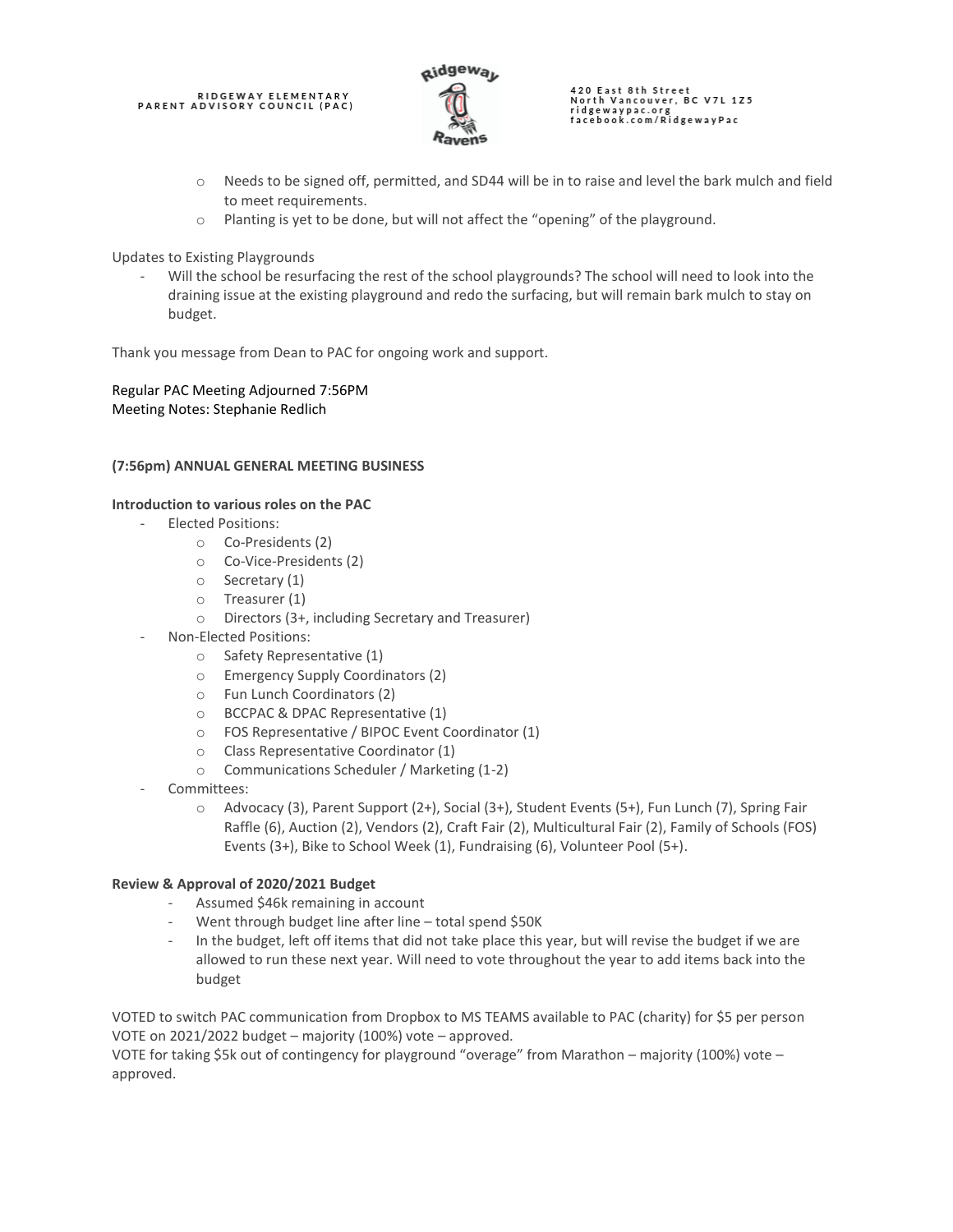- Needs to be signed off, permitted, and SD44 will be in to raise and level the bark mulch and field to meet requirements.
- Planting is yet to be done, but will not affect the "opening" of the playground.

Updates to Existing Playgrounds

- Will the school be resurfacing the rest of the school playgrounds? The school will need to look into the draining issue at the existing playground and redo the surfacing, but will remain bark mulch to stay on budget.

Thank you message from Dean to PAC for ongoing work and support.

Regular PAC Meeting Adjourned 7:56PM
Meeting Notes: Stephanie Redlich

**(7:56pm) ANNUAL GENERAL MEETING BUSINESS**

**Introduction to various roles on the PAC**

- Elected Positions:
  - Co-Presidents (2)
  - Co-Vice-Presidents (2)
  - Secretary (1)
  - Treasurer (1)
  - Directors (3+, including Secretary and Treasurer)
- Non-Elected Positions:
  - Safety Representative (1)
  - Emergency Supply Coordinators (2)
  - Fun Lunch Coordinators (2)
  - BCCPAC & DPAC Representative (1)
  - FOS Representative / BIPOC Event Coordinator (1)
  - Class Representative Coordinator (1)
  - Communications Scheduler / Marketing (1-2)
- Committees:
  - Advocacy (3), Parent Support (2+), Social (3+), Student Events (5+), Fun Lunch (7), Spring Fair Raffle (6), Auction (2), Vendors (2), Craft Fair (2), Multicultural Fair (2), Family of Schools (FOS) Events (3+), Bike to School Week (1), Fundraising (6), Volunteer Pool (5+).

**Review & Approval of 2020/2021 Budget**

- Assumed $46k remaining in account
- Went through budget line after line – total spend $50K
- In the budget, left off items that did not take place this year, but will revise the budget if we are allowed to run these next year. Will need to vote throughout the year to add items back into the budget

VOTED to switch PAC communication from Dropbox to MS TEAMS available to PAC (charity) for $5 per person
VOTE on 2021/2022 budget – majority (100%) vote – approved.
VOTE for taking $5k out of contingency for playground "overage" from Marathon – majority (100%) vote – approved.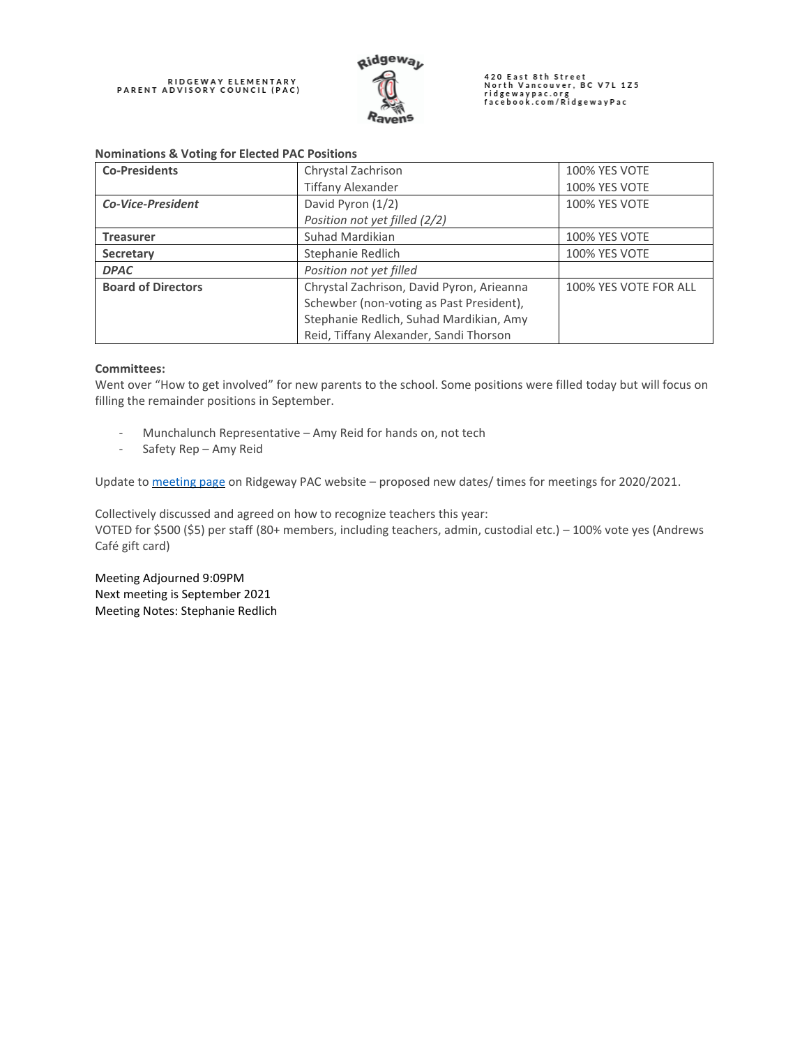RIDGEWAY ELEMENTARY
PARENT ADVISORY COUNCIL (PAC)

420 East 8th Street
North Vancouver, BC V7L 1Z5
ridgewaypac.org
facebook.com/RidgewayPac

**Nominations & Voting for Elected PAC Positions**

| | | |
|---|---|---|
| **Co-Presidents** | Chrystal Zachrison<br>Tiffany Alexander | 100% YES VOTE<br>100% YES VOTE |
| ***Co-Vice-President*** | David Pyron (1/2)<br>*Position not yet filled (2/2)* | 100% YES VOTE |
| **Treasurer** | Suhad Mardikian | 100% YES VOTE |
| **Secretary** | Stephanie Redlich | 100% YES VOTE |
| ***DPAC*** | *Position not yet filled* | |
| **Board of Directors** | Chrystal Zachrison, David Pyron, Arieanna Schewber (non-voting as Past President), Stephanie Redlich, Suhad Mardikian, Amy Reid, Tiffany Alexander, Sandi Thorson | 100% YES VOTE FOR ALL |

**Committees:**
Went over "How to get involved" for new parents to the school. Some positions were filled today but will focus on filling the remainder positions in September.

- Munchalunch Representative – Amy Reid for hands on, not tech
- Safety Rep – Amy Reid

Update to meeting page on Ridgeway PAC website – proposed new dates/ times for meetings for 2020/2021.

Collectively discussed and agreed on how to recognize teachers this year:
VOTED for $500 ($5) per staff (80+ members, including teachers, admin, custodial etc.) – 100% vote yes (Andrews Café gift card)

Meeting Adjourned 9:09PM
Next meeting is September 2021
Meeting Notes: Stephanie Redlich